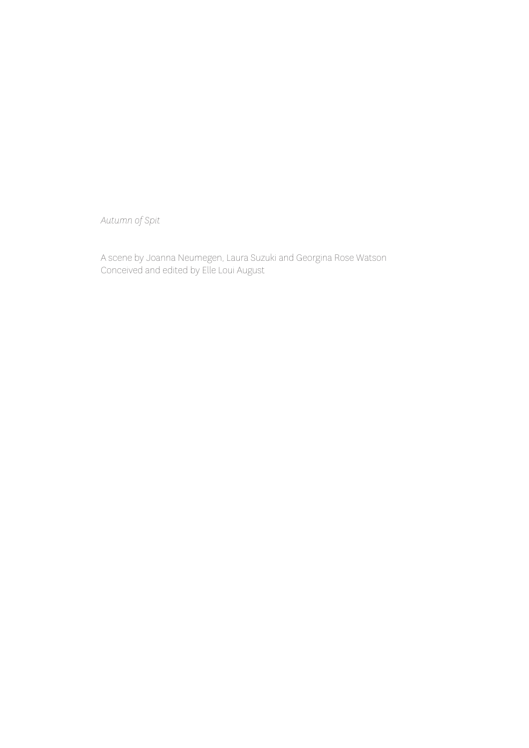*Autumn of Spit*

A scene by Joanna Neumegen, Laura Suzuki and Georgina Rose Watson
Conceived and edited by Elle Loui August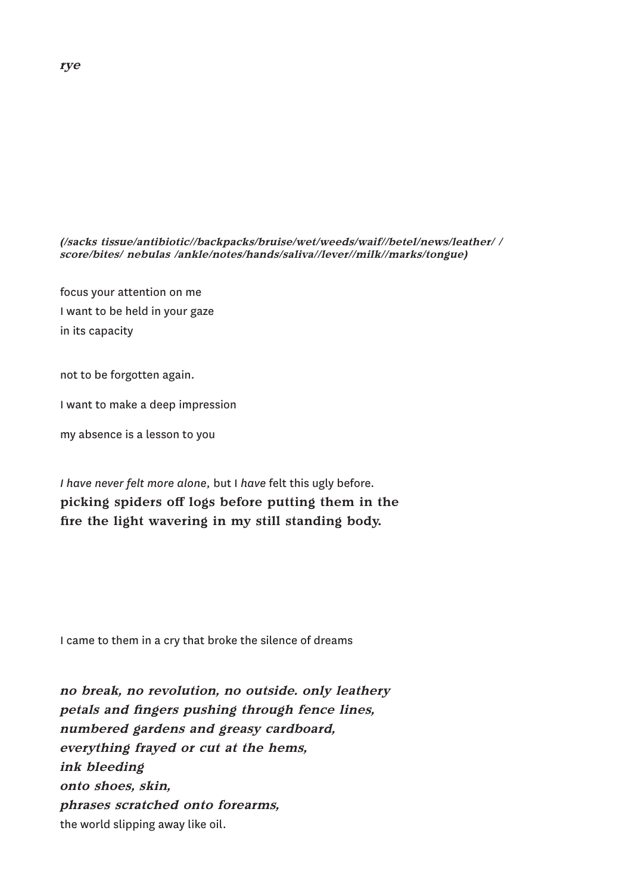***rye***

***(/sacks tissue/antibiotic//backpacks/bruise/wet/weeds/waif//betel/news/leather/ / score/bites/ nebulas /ankle/notes/hands/saliva//lever//milk//marks/tongue)***

focus your attention on me
I want to be held in your gaze
in its capacity

not to be forgotten again.

I want to make a deep impression

my absence is a lesson to you

*I have never felt more alone*, but I *have* felt this ugly before.
**picking spiders off logs before putting them in the fire the light wavering in my still standing body.**

I came to them in a cry that broke the silence of dreams

***no break, no revolution, no outside. only leathery petals and fingers pushing through fence lines, numbered gardens and greasy cardboard, everything frayed or cut at the hems,***
***ink bleeding***
***onto shoes, skin,***
***phrases scratched onto forearms,***
the world slipping away like oil.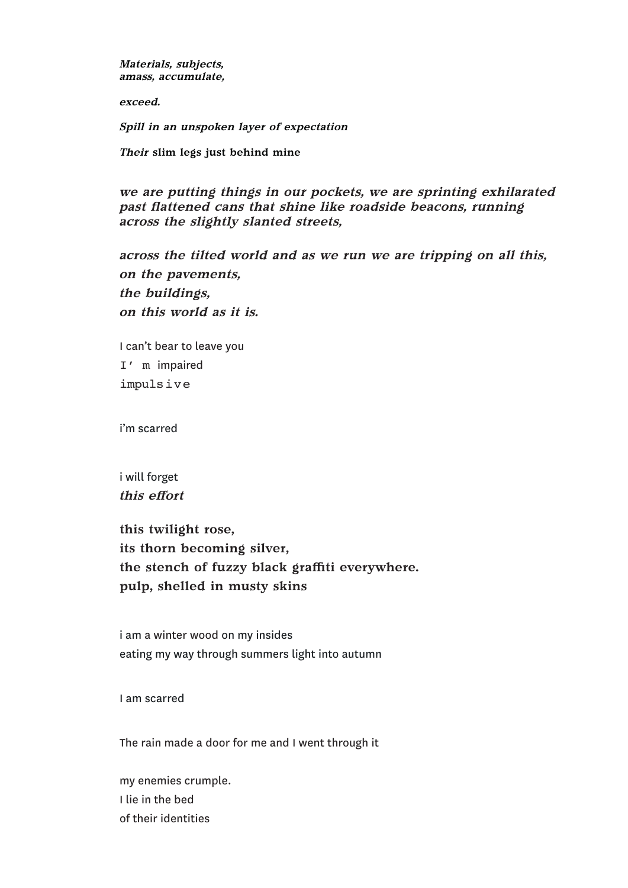***Materials, subjects,***
***amass, accumulate,***

***exceed.***

***Spill in an unspoken layer of expectation***

***Their* slim legs just behind mine**

***we are putting things in our pockets, we are sprinting exhilarated past flattened cans that shine like roadside beacons, running across the slightly slanted streets,***

***across the tilted world and as we run we are tripping on all this,***
***on the pavements,***
***the buildings,***
***on this world as it is.***

I can't bear to leave you
`I' m` impaired
`impulsive`

i'm scarred

i will forget
***this effort***

**this twilight rose,**
**its thorn becoming silver,**
**the stench of fuzzy black graffiti everywhere.**
**pulp, shelled in musty skins**

i am a winter wood on my insides
eating my way through summers light into autumn

I am scarred

The rain made a door for me and I went through it

my enemies crumple.
I lie in the bed
of their identities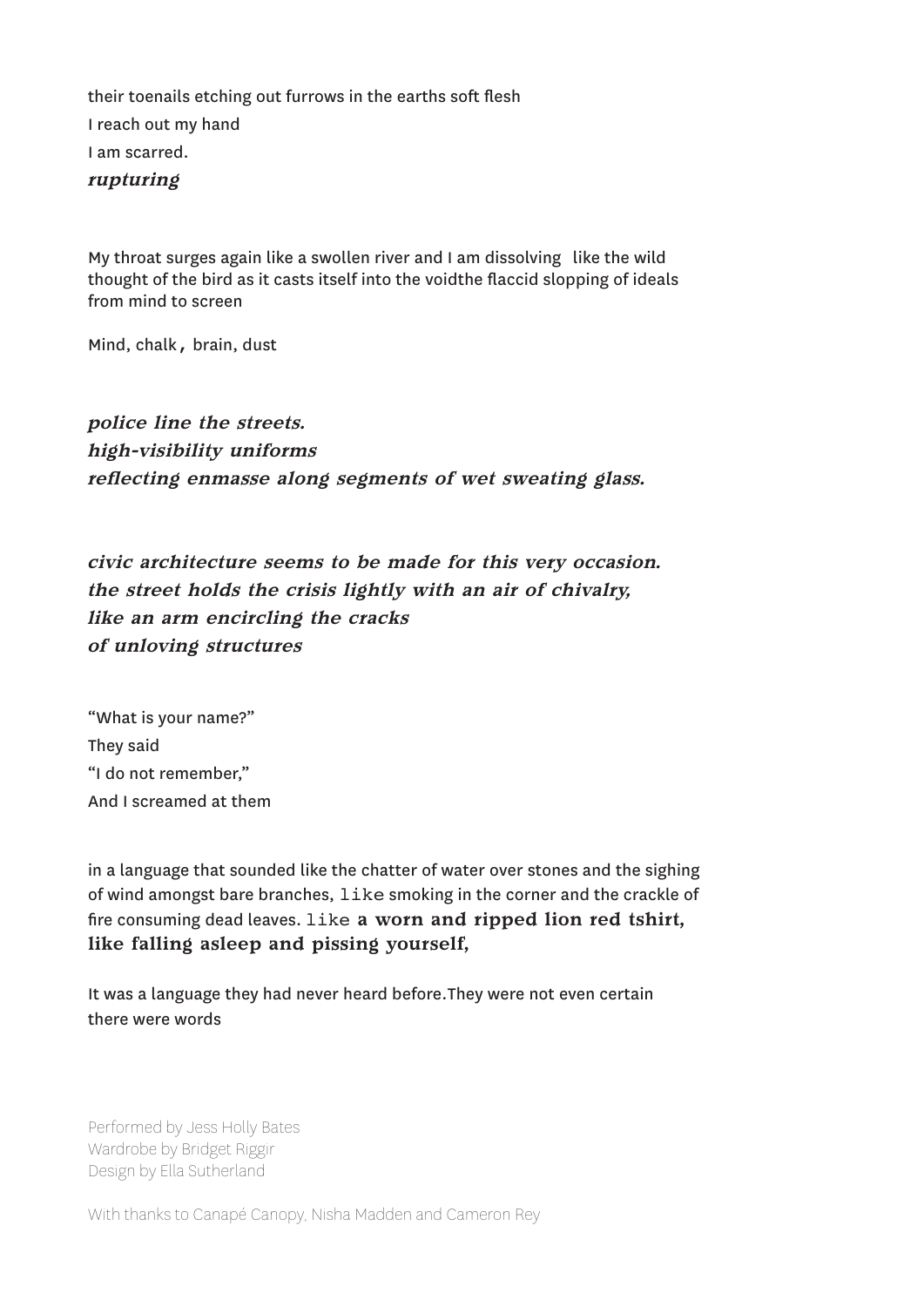their toenails etching out furrows in the earths soft flesh

I reach out my hand

I am scarred.

***rupturing***

My throat surges again like a swollen river and I am dissolving like the wild thought of the bird as it casts itself into the voidthe flaccid slopping of ideals from mind to screen

Mind, chalk **,** brain, dust

***police line the streets.***
***high-visibility uniforms***
***reflecting enmasse along segments of wet sweating glass.***

***civic architecture seems to be made for this very occasion.***
***the street holds the crisis lightly with an air of chivalry,***
***like an arm encircling the cracks***
***of unloving structures***

“What is your name?”

They said

“I do not remember,”

And I screamed at them

in a language that sounded like the chatter of water over stones and the sighing of wind amongst bare branches, `like` smoking in the corner and the crackle of fire consuming dead leaves. `like` **a worn and ripped lion red tshirt, like falling asleep and pissing yourself,**

It was a language they had never heard before.They were not even certain there were words

Performed by Jess Holly Bates
Wardrobe by Bridget Riggir
Design by Ella Sutherland

With thanks to Canapé Canopy, Nisha Madden and Cameron Rey